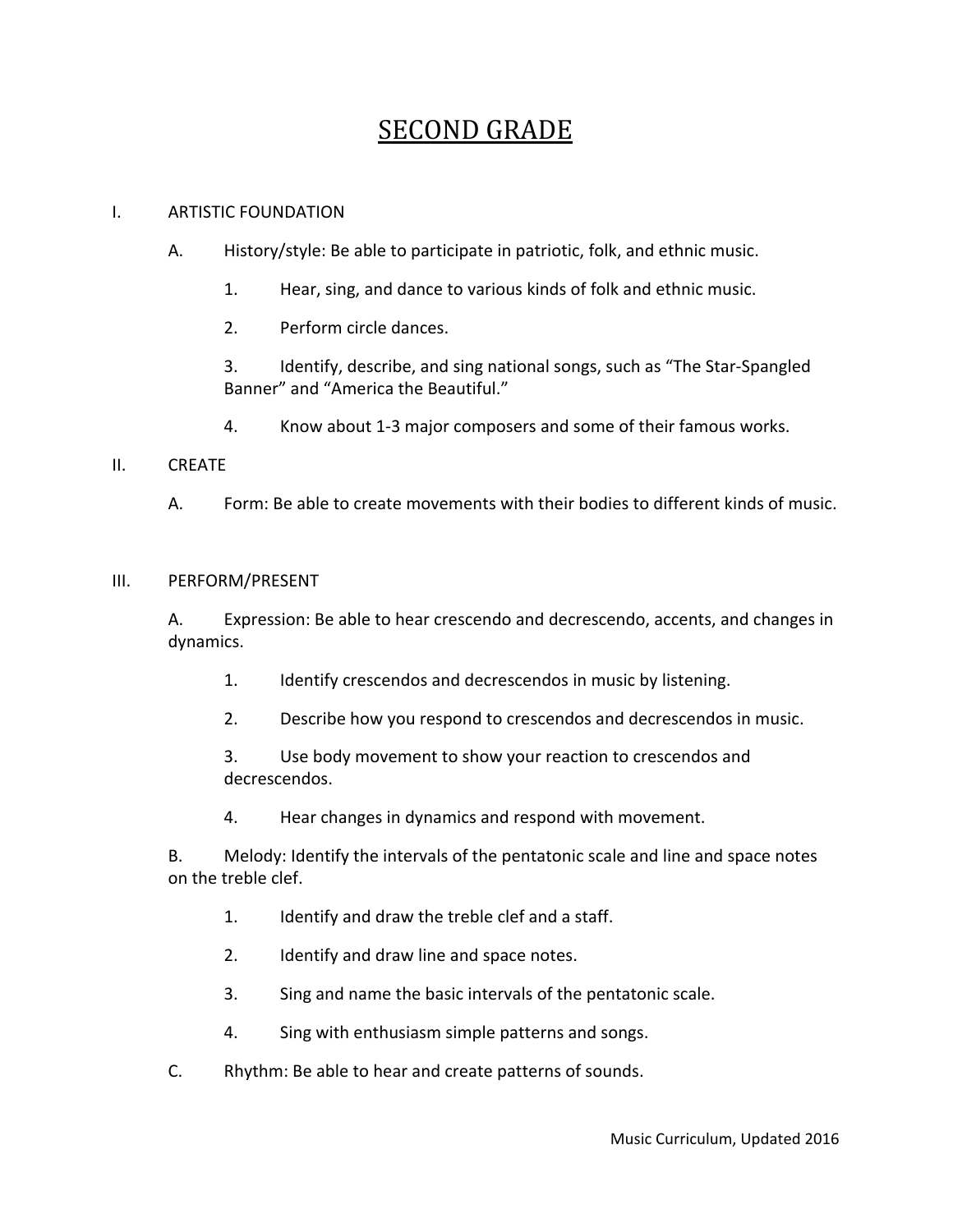# SECOND GRADE

I. ARTISTIC FOUNDATION

A. History/style: Be able to participate in patriotic, folk, and ethnic music.

1. Hear, sing, and dance to various kinds of folk and ethnic music.
2. Perform circle dances.
3. Identify, describe, and sing national songs, such as "The Star-Spangled Banner" and "America the Beautiful."
4. Know about 1-3 major composers and some of their famous works.

II. CREATE

A. Form: Be able to create movements with their bodies to different kinds of music.

III. PERFORM/PRESENT

A. Expression: Be able to hear crescendo and decrescendo, accents, and changes in dynamics.

1. Identify crescendos and decrescendos in music by listening.
2. Describe how you respond to crescendos and decrescendos in music.
3. Use body movement to show your reaction to crescendos and decrescendos.
4. Hear changes in dynamics and respond with movement.

B. Melody: Identify the intervals of the pentatonic scale and line and space notes on the treble clef.

1. Identify and draw the treble clef and a staff.
2. Identify and draw line and space notes.
3. Sing and name the basic intervals of the pentatonic scale.
4. Sing with enthusiasm simple patterns and songs.

C. Rhythm: Be able to hear and create patterns of sounds.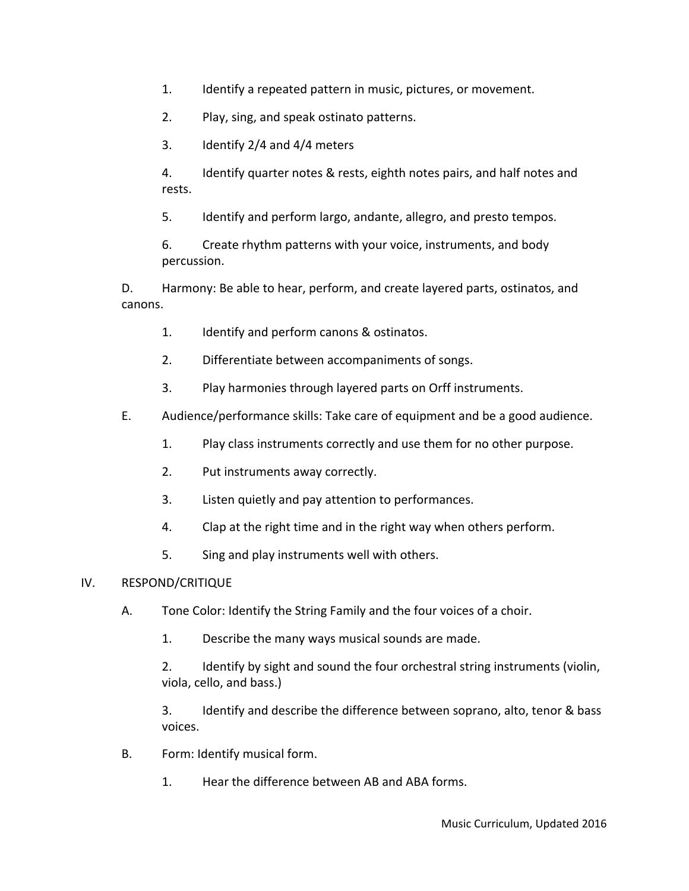1. Identify a repeated pattern in music, pictures, or movement.

2. Play, sing, and speak ostinato patterns.

3. Identify 2/4 and 4/4 meters

4. Identify quarter notes & rests, eighth notes pairs, and half notes and rests.

5. Identify and perform largo, andante, allegro, and presto tempos.

6. Create rhythm patterns with your voice, instruments, and body percussion.

D. Harmony: Be able to hear, perform, and create layered parts, ostinatos, and canons.

1. Identify and perform canons & ostinatos.

2. Differentiate between accompaniments of songs.

3. Play harmonies through layered parts on Orff instruments.

E. Audience/performance skills: Take care of equipment and be a good audience.

1. Play class instruments correctly and use them for no other purpose.

2. Put instruments away correctly.

3. Listen quietly and pay attention to performances.

4. Clap at the right time and in the right way when others perform.

5. Sing and play instruments well with others.

IV. RESPOND/CRITIQUE

A. Tone Color: Identify the String Family and the four voices of a choir.

1. Describe the many ways musical sounds are made.

2. Identify by sight and sound the four orchestral string instruments (violin, viola, cello, and bass.)

3. Identify and describe the difference between soprano, alto, tenor & bass voices.

B. Form: Identify musical form.

1. Hear the difference between AB and ABA forms.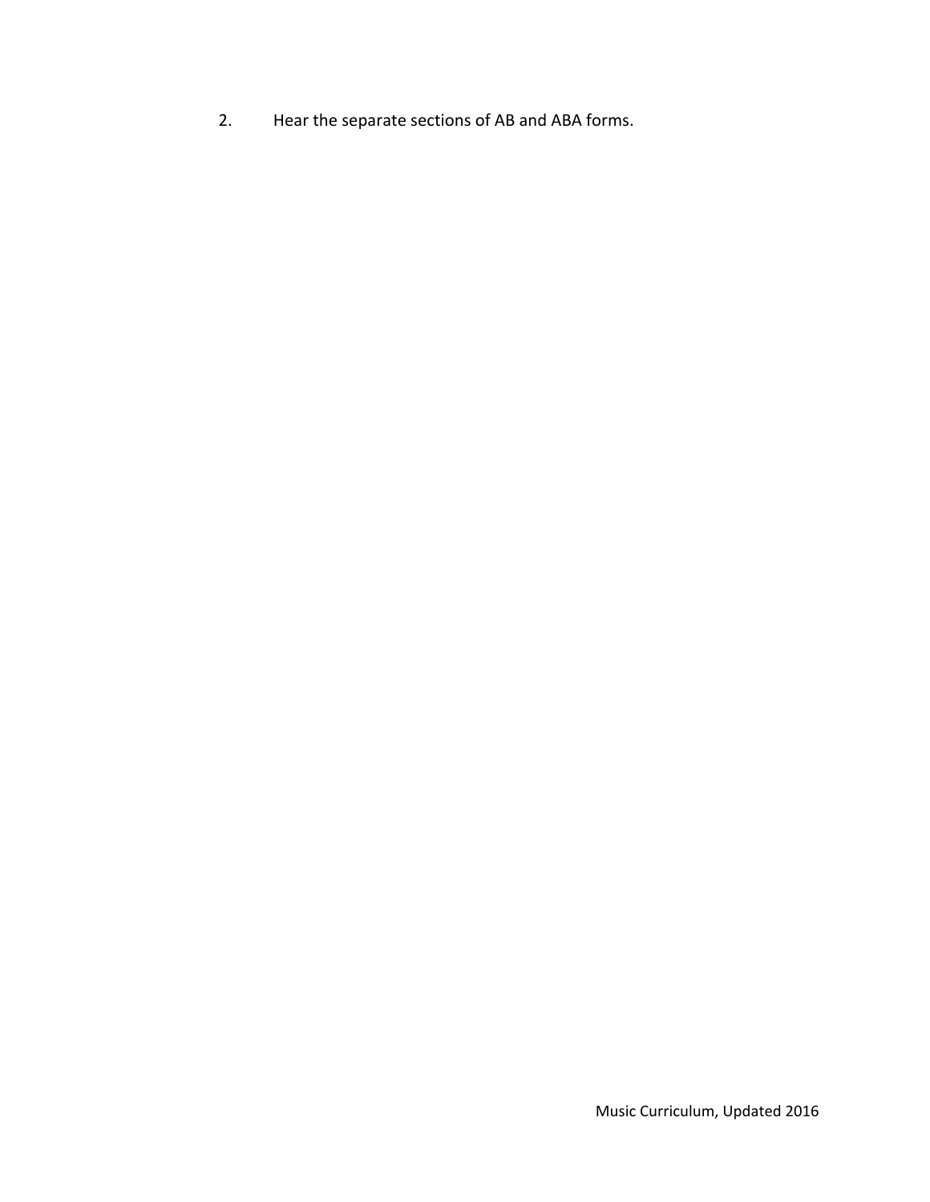2. Hear the separate sections of AB and ABA forms.